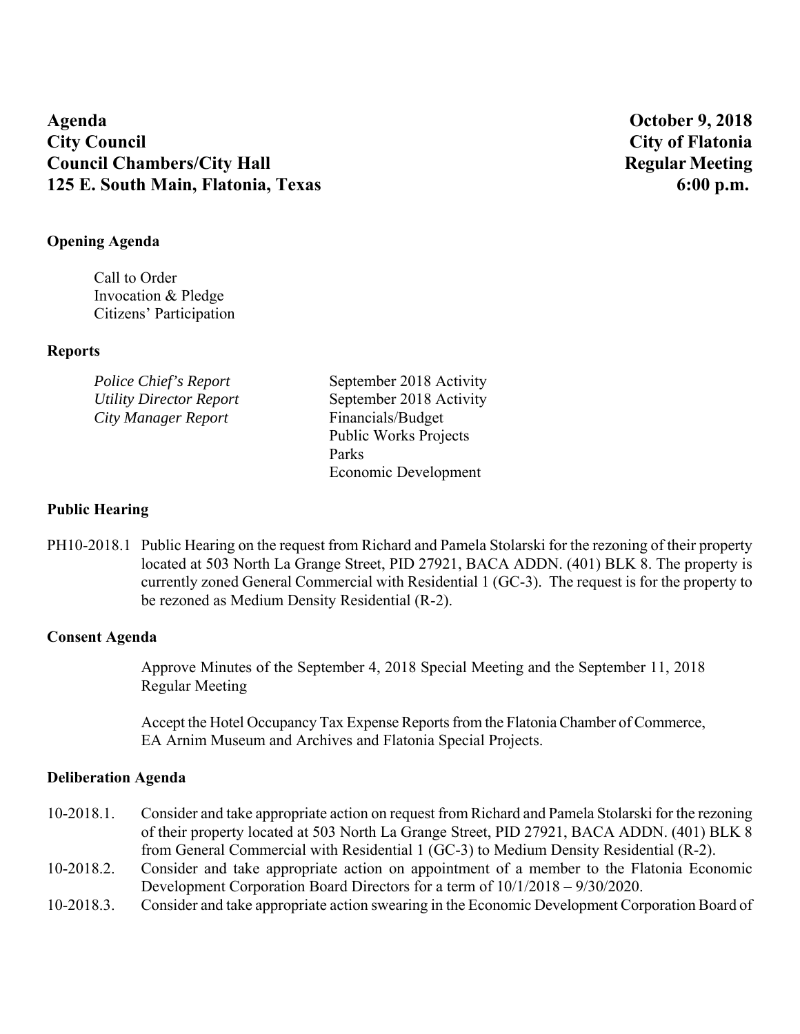**Agenda** | **October 9, 2018**
**City Council** | **City of Flatonia**
**Council Chambers/City Hall** | **Regular Meeting**
**125 E. South Main, Flatonia, Texas** | **6:00 p.m.**

### Opening Agenda

Call to Order
Invocation & Pledge
Citizens' Participation

### Reports

| | |
|---|---|
| *Police Chief's Report* | September 2018 Activity |
| *Utility Director Report* | September 2018 Activity |
| *City Manager Report* | Financials/Budget |
| | Public Works Projects |
| | Parks |
| | Economic Development |

### Public Hearing

PH10-2018.1 Public Hearing on the request from Richard and Pamela Stolarski for the rezoning of their property located at 503 North La Grange Street, PID 27921, BACA ADDN. (401) BLK 8. The property is currently zoned General Commercial with Residential 1 (GC-3). The request is for the property to be rezoned as Medium Density Residential (R-2).

### Consent Agenda

Approve Minutes of the September 4, 2018 Special Meeting and the September 11, 2018 Regular Meeting

Accept the Hotel Occupancy Tax Expense Reports from the Flatonia Chamber of Commerce, EA Arnim Museum and Archives and Flatonia Special Projects.

### Deliberation Agenda

10-2018.1. Consider and take appropriate action on request from Richard and Pamela Stolarski for the rezoning of their property located at 503 North La Grange Street, PID 27921, BACA ADDN. (401) BLK 8 from General Commercial with Residential 1 (GC-3) to Medium Density Residential (R-2).

10-2018.2. Consider and take appropriate action on appointment of a member to the Flatonia Economic Development Corporation Board Directors for a term of 10/1/2018 – 9/30/2020.

10-2018.3. Consider and take appropriate action swearing in the Economic Development Corporation Board of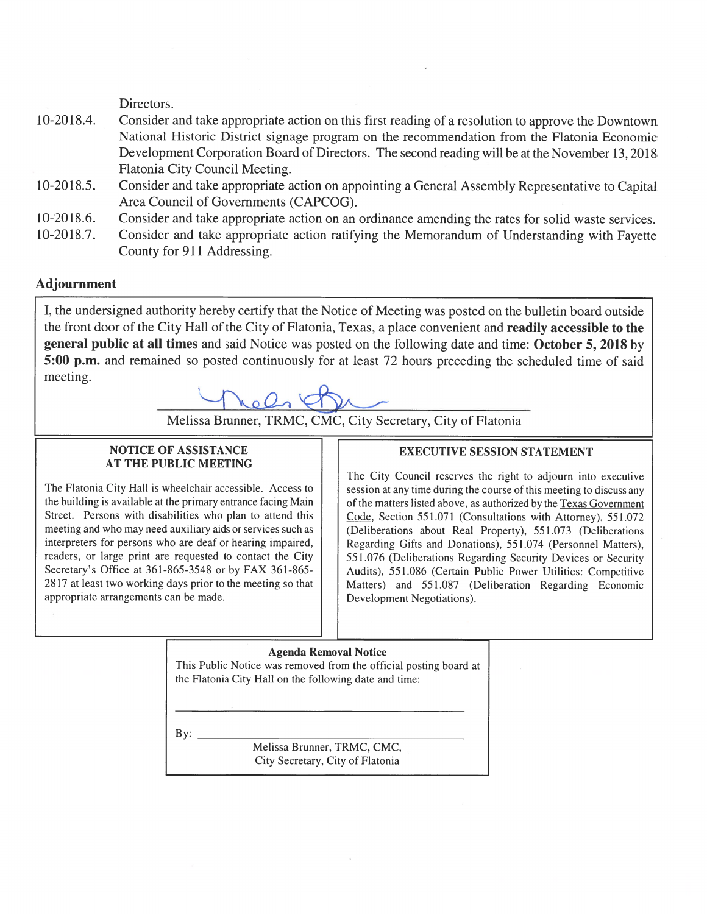Directors.

10-2018.4. Consider and take appropriate action on this first reading of a resolution to approve the Downtown National Historic District signage program on the recommendation from the Flatonia Economic Development Corporation Board of Directors. The second reading will be at the November 13, 2018 Flatonia City Council Meeting.

10-2018.5. Consider and take appropriate action on appointing a General Assembly Representative to Capital Area Council of Governments (CAPCOG).

10-2018.6. Consider and take appropriate action on an ordinance amending the rates for solid waste services.

10-2018.7. Consider and take appropriate action ratifying the Memorandum of Understanding with Fayette County for 911 Addressing.

## Adjournment

I, the undersigned authority hereby certify that the Notice of Meeting was posted on the bulletin board outside the front door of the City Hall of the City of Flatonia, Texas, a place convenient and **readily accessible to the general public at all times** and said Notice was posted on the following date and time: **October 5, 2018** by **5:00 p.m.** and remained so posted continuously for at least 72 hours preceding the scheduled time of said meeting.

Melissa Brunner, TRMC, CMC, City Secretary, City of Flatonia

### NOTICE OF ASSISTANCE AT THE PUBLIC MEETING

The Flatonia City Hall is wheelchair accessible. Access to the building is available at the primary entrance facing Main Street. Persons with disabilities who plan to attend this meeting and who may need auxiliary aids or services such as interpreters for persons who are deaf or hearing impaired, readers, or large print are requested to contact the City Secretary's Office at 361-865-3548 or by FAX 361-865-2817 at least two working days prior to the meeting so that appropriate arrangements can be made.

### EXECUTIVE SESSION STATEMENT

The City Council reserves the right to adjourn into executive session at any time during the course of this meeting to discuss any of the matters listed above, as authorized by the Texas Government Code, Section 551.071 (Consultations with Attorney), 551.072 (Deliberations about Real Property), 551.073 (Deliberations Regarding Gifts and Donations), 551.074 (Personnel Matters), 551.076 (Deliberations Regarding Security Devices or Security Audits), 551.086 (Certain Public Power Utilities: Competitive Matters) and 551.087 (Deliberation Regarding Economic Development Negotiations).

### Agenda Removal Notice

This Public Notice was removed from the official posting board at the Flatonia City Hall on the following date and time:

\_\_\_\_\_\_\_\_\_\_\_\_\_\_\_\_\_\_\_\_\_\_\_\_\_\_\_\_\_\_\_\_\_\_\_\_\_\_\_\_

By: \_\_\_\_\_\_\_\_\_\_\_\_\_\_\_\_\_\_\_\_\_\_\_\_\_\_\_\_\_\_\_\_\_\_\_\_\_\_

Melissa Brunner, TRMC, CMC,
City Secretary, City of Flatonia